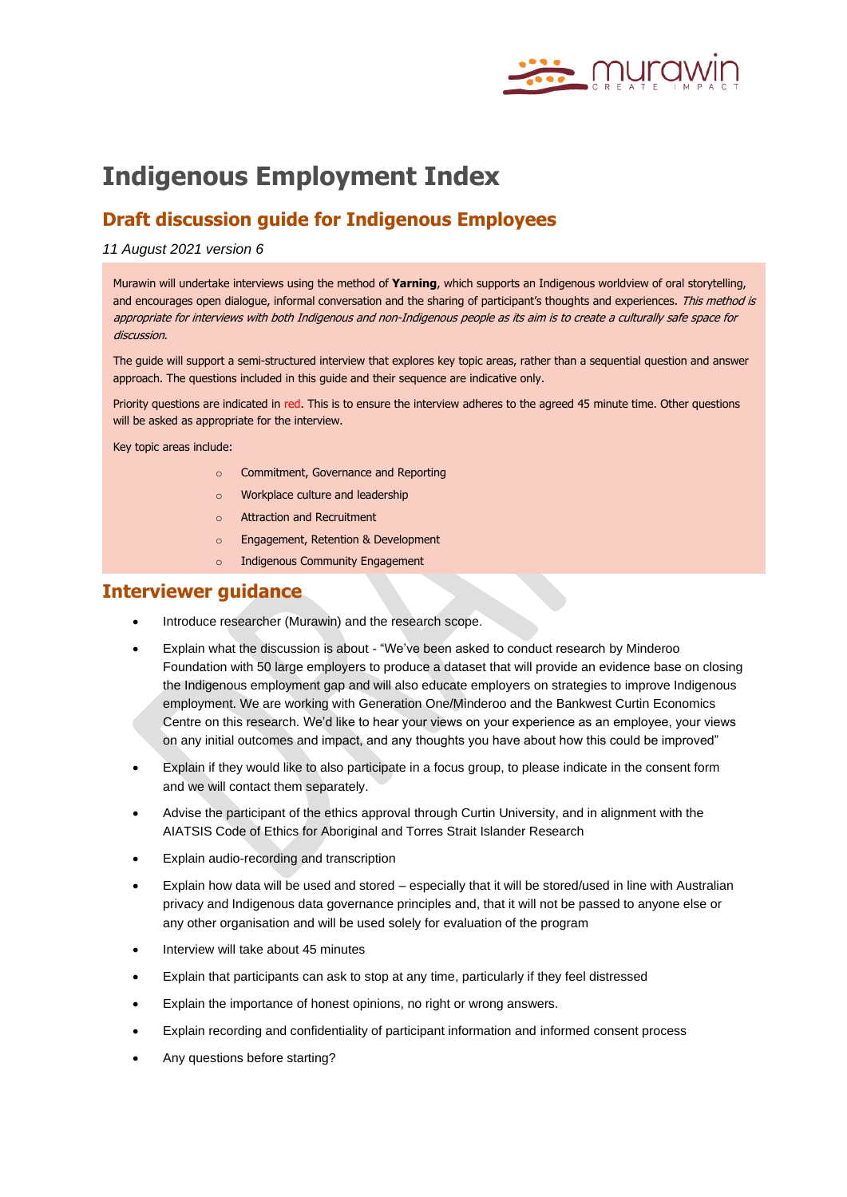# Indigenous Employment Index

## Draft discussion guide for Indigenous Employees

*11 August 2021 version 6*

Murawin will undertake interviews using the method of **Yarning**, which supports an Indigenous worldview of oral storytelling, and encourages open dialogue, informal conversation and the sharing of participant's thoughts and experiences. *This method is appropriate for interviews with both Indigenous and non-Indigenous people as its aim is to create a culturally safe space for discussion.*

The guide will support a semi-structured interview that explores key topic areas, rather than a sequential question and answer approach. The questions included in this guide and their sequence are indicative only.

Priority questions are indicated in red. This is to ensure the interview adheres to the agreed 45 minute time. Other questions will be asked as appropriate for the interview.

Key topic areas include:

- Commitment, Governance and Reporting
- Workplace culture and leadership
- Attraction and Recruitment
- Engagement, Retention & Development
- Indigenous Community Engagement

## Interviewer guidance

- Introduce researcher (Murawin) and the research scope.
- Explain what the discussion is about - "We've been asked to conduct research by Minderoo Foundation with 50 large employers to produce a dataset that will provide an evidence base on closing the Indigenous employment gap and will also educate employers on strategies to improve Indigenous employment. We are working with Generation One/Minderoo and the Bankwest Curtin Economics Centre on this research. We'd like to hear your views on your experience as an employee, your views on any initial outcomes and impact, and any thoughts you have about how this could be improved"
- Explain if they would like to also participate in a focus group, to please indicate in the consent form and we will contact them separately.
- Advise the participant of the ethics approval through Curtin University, and in alignment with the AIATSIS Code of Ethics for Aboriginal and Torres Strait Islander Research
- Explain audio-recording and transcription
- Explain how data will be used and stored – especially that it will be stored/used in line with Australian privacy and Indigenous data governance principles and, that it will not be passed to anyone else or any other organisation and will be used solely for evaluation of the program
- Interview will take about 45 minutes
- Explain that participants can ask to stop at any time, particularly if they feel distressed
- Explain the importance of honest opinions, no right or wrong answers.
- Explain recording and confidentiality of participant information and informed consent process
- Any questions before starting?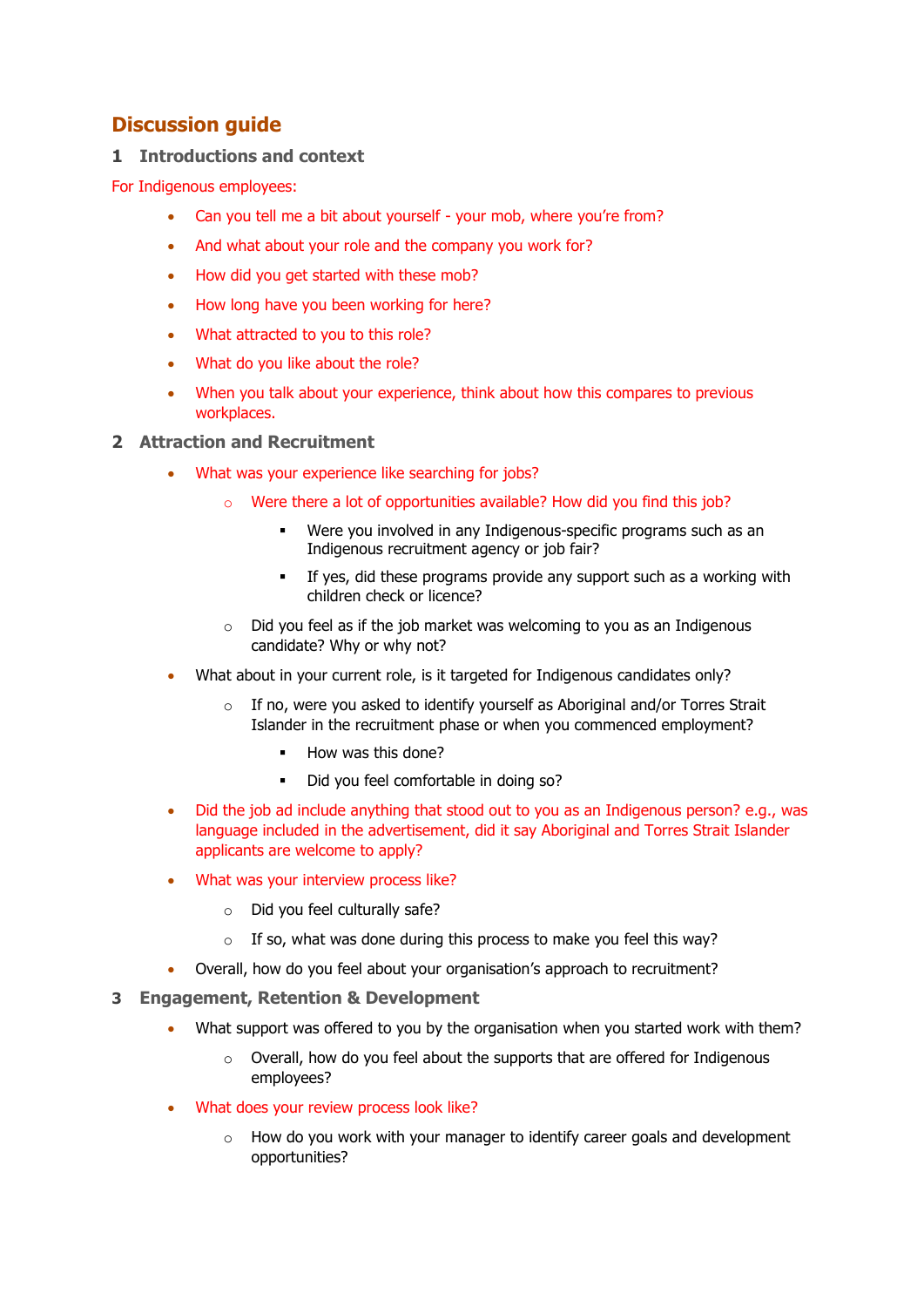# Discussion guide

## 1 Introductions and context

For Indigenous employees:

- Can you tell me a bit about yourself - your mob, where you're from?
- And what about your role and the company you work for?
- How did you get started with these mob?
- How long have you been working for here?
- What attracted to you to this role?
- What do you like about the role?
- When you talk about your experience, think about how this compares to previous workplaces.

## 2 Attraction and Recruitment

- What was your experience like searching for jobs?
  - Were there a lot of opportunities available? How did you find this job?
    - Were you involved in any Indigenous-specific programs such as an Indigenous recruitment agency or job fair?
    - If yes, did these programs provide any support such as a working with children check or licence?
  - Did you feel as if the job market was welcoming to you as an Indigenous candidate? Why or why not?
- What about in your current role, is it targeted for Indigenous candidates only?
  - If no, were you asked to identify yourself as Aboriginal and/or Torres Strait Islander in the recruitment phase or when you commenced employment?
    - How was this done?
    - Did you feel comfortable in doing so?
- Did the job ad include anything that stood out to you as an Indigenous person? e.g., was language included in the advertisement, did it say Aboriginal and Torres Strait Islander applicants are welcome to apply?
- What was your interview process like?
  - Did you feel culturally safe?
  - If so, what was done during this process to make you feel this way?
- Overall, how do you feel about your organisation's approach to recruitment?

## 3 Engagement, Retention & Development

- What support was offered to you by the organisation when you started work with them?
  - Overall, how do you feel about the supports that are offered for Indigenous employees?
- What does your review process look like?
  - How do you work with your manager to identify career goals and development opportunities?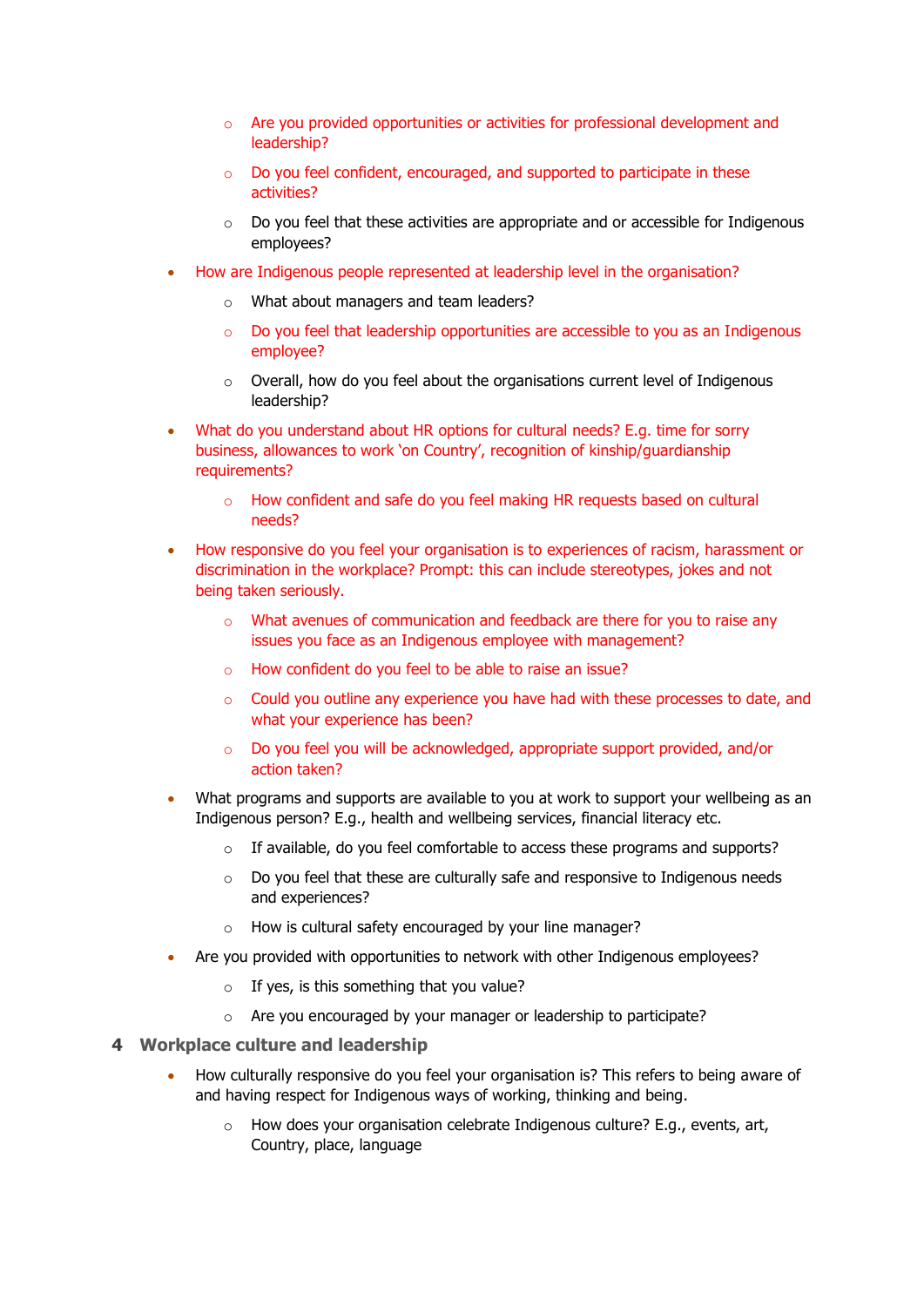- Are you provided opportunities or activities for professional development and leadership?
  - Do you feel confident, encouraged, and supported to participate in these activities?
  - Do you feel that these activities are appropriate and or accessible for Indigenous employees?
- How are Indigenous people represented at leadership level in the organisation?
  - What about managers and team leaders?
  - Do you feel that leadership opportunities are accessible to you as an Indigenous employee?
  - Overall, how do you feel about the organisations current level of Indigenous leadership?
- What do you understand about HR options for cultural needs? E.g. time for sorry business, allowances to work 'on Country', recognition of kinship/guardianship requirements?
  - How confident and safe do you feel making HR requests based on cultural needs?
- How responsive do you feel your organisation is to experiences of racism, harassment or discrimination in the workplace? Prompt: this can include stereotypes, jokes and not being taken seriously.
  - What avenues of communication and feedback are there for you to raise any issues you face as an Indigenous employee with management?
  - How confident do you feel to be able to raise an issue?
  - Could you outline any experience you have had with these processes to date, and what your experience has been?
  - Do you feel you will be acknowledged, appropriate support provided, and/or action taken?
- What programs and supports are available to you at work to support your wellbeing as an Indigenous person? E.g., health and wellbeing services, financial literacy etc.
  - If available, do you feel comfortable to access these programs and supports?
  - Do you feel that these are culturally safe and responsive to Indigenous needs and experiences?
  - How is cultural safety encouraged by your line manager?
- Are you provided with opportunities to network with other Indigenous employees?
  - If yes, is this something that you value?
  - Are you encouraged by your manager or leadership to participate?

## 4 Workplace culture and leadership

- How culturally responsive do you feel your organisation is? This refers to being aware of and having respect for Indigenous ways of working, thinking and being.
  - How does your organisation celebrate Indigenous culture? E.g., events, art, Country, place, language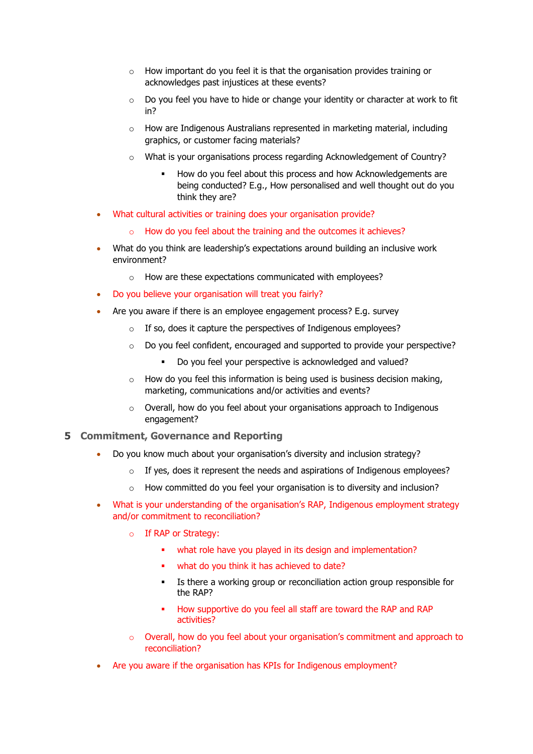- How important do you feel it is that the organisation provides training or acknowledges past injustices at these events?
    - Do you feel you have to hide or change your identity or character at work to fit in?
    - How are Indigenous Australians represented in marketing material, including graphics, or customer facing materials?
    - What is your organisations process regarding Acknowledgement of Country?
        - How do you feel about this process and how Acknowledgements are being conducted? E.g., How personalised and well thought out do you think they are?
- What cultural activities or training does your organisation provide?
    - How do you feel about the training and the outcomes it achieves?
- What do you think are leadership's expectations around building an inclusive work environment?
    - How are these expectations communicated with employees?
- Do you believe your organisation will treat you fairly?
- Are you aware if there is an employee engagement process? E.g. survey
    - If so, does it capture the perspectives of Indigenous employees?
    - Do you feel confident, encouraged and supported to provide your perspective?
        - Do you feel your perspective is acknowledged and valued?
    - How do you feel this information is being used is business decision making, marketing, communications and/or activities and events?
    - Overall, how do you feel about your organisations approach to Indigenous engagement?

## 5 Commitment, Governance and Reporting

- Do you know much about your organisation's diversity and inclusion strategy?
    - If yes, does it represent the needs and aspirations of Indigenous employees?
    - How committed do you feel your organisation is to diversity and inclusion?
- What is your understanding of the organisation's RAP, Indigenous employment strategy and/or commitment to reconciliation?
    - If RAP or Strategy:
        - what role have you played in its design and implementation?
        - what do you think it has achieved to date?
        - Is there a working group or reconciliation action group responsible for the RAP?
        - How supportive do you feel all staff are toward the RAP and RAP activities?
    - Overall, how do you feel about your organisation's commitment and approach to reconciliation?
- Are you aware if the organisation has KPIs for Indigenous employment?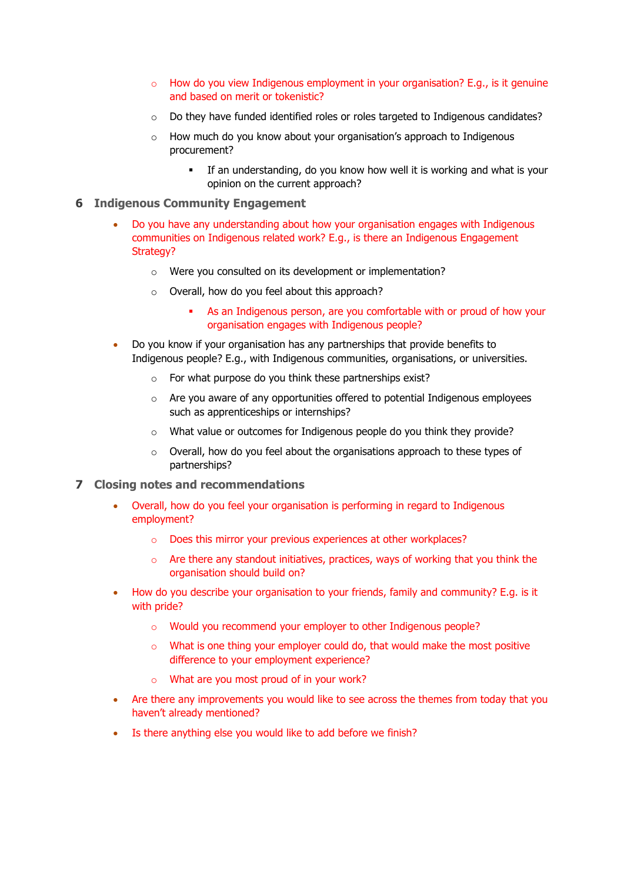- How do you view Indigenous employment in your organisation? E.g., is it genuine and based on merit or tokenistic?
   - Do they have funded identified roles or roles targeted to Indigenous candidates?
   - How much do you know about your organisation's approach to Indigenous procurement?
     - If an understanding, do you know how well it is working and what is your opinion on the current approach?

## 6 Indigenous Community Engagement

- Do you have any understanding about how your organisation engages with Indigenous communities on Indigenous related work? E.g., is there an Indigenous Engagement Strategy?
  - Were you consulted on its development or implementation?
  - Overall, how do you feel about this approach?
    - As an Indigenous person, are you comfortable with or proud of how your organisation engages with Indigenous people?
- Do you know if your organisation has any partnerships that provide benefits to Indigenous people? E.g., with Indigenous communities, organisations, or universities.
  - For what purpose do you think these partnerships exist?
  - Are you aware of any opportunities offered to potential Indigenous employees such as apprenticeships or internships?
  - What value or outcomes for Indigenous people do you think they provide?
  - Overall, how do you feel about the organisations approach to these types of partnerships?

## 7 Closing notes and recommendations

- Overall, how do you feel your organisation is performing in regard to Indigenous employment?
  - Does this mirror your previous experiences at other workplaces?
  - Are there any standout initiatives, practices, ways of working that you think the organisation should build on?
- How do you describe your organisation to your friends, family and community? E.g. is it with pride?
  - Would you recommend your employer to other Indigenous people?
  - What is one thing your employer could do, that would make the most positive difference to your employment experience?
  - What are you most proud of in your work?
- Are there any improvements you would like to see across the themes from today that you haven't already mentioned?
- Is there anything else you would like to add before we finish?